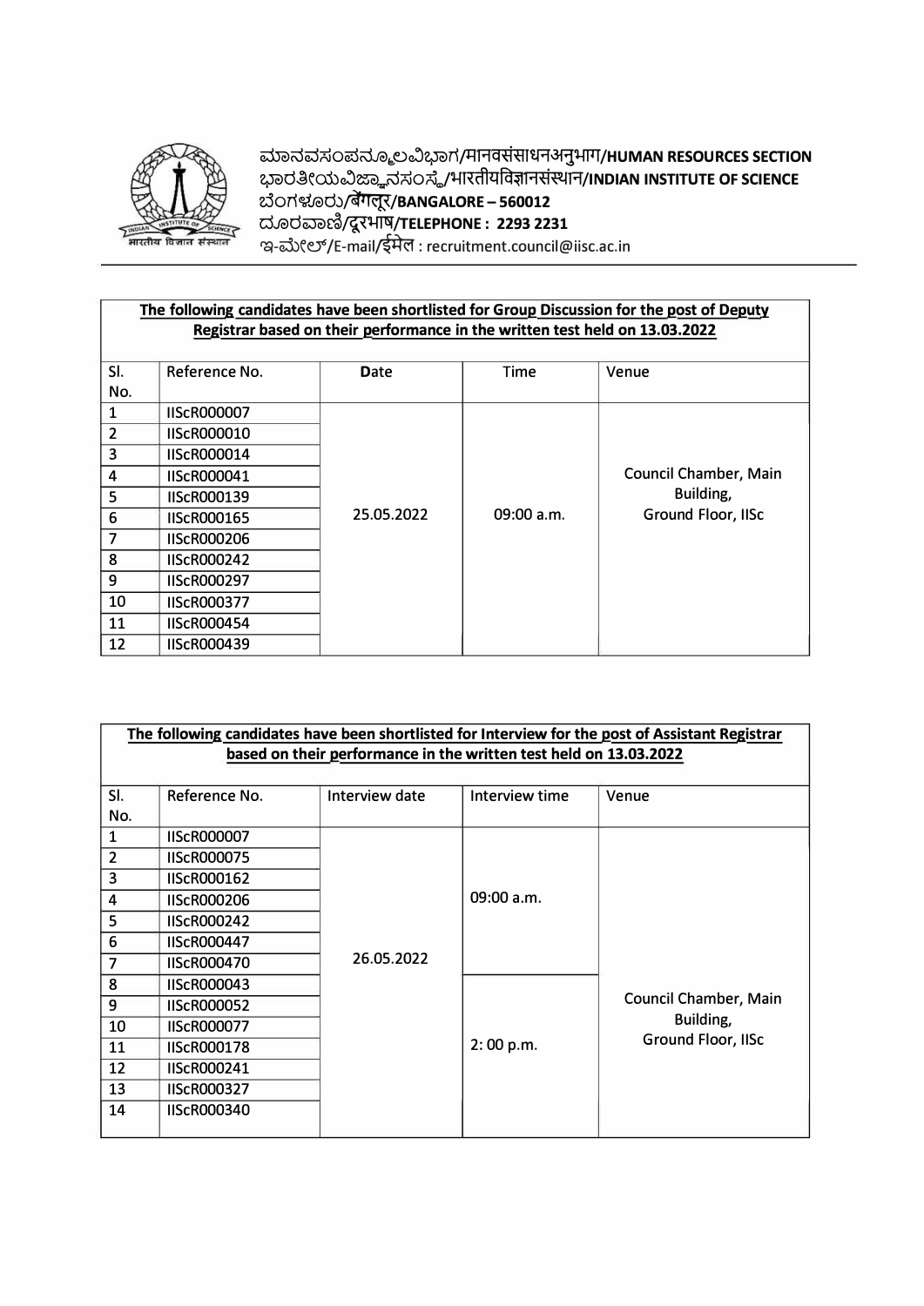ಮಾನವಸಂಪನ್ಮೂಲವಿಭಾಗ/मानवसंसाधनअनुभाग/**HUMAN RESOURCES SECTION**
ಭಾರತೀಯವಿಜ್ಞಾನಸಂಸ್ಥೆ/भारतीयविज्ञानसंस्थान/**INDIAN INSTITUTE OF SCIENCE**
ಬೆಂಗಳೂರು/बेंगलूर/**BANGALORE – 560012**
ದೂರವಾಣಿ/दूरभाष/**TELEPHONE : 2293 2231**
ಇ-ಮೇಲ್/E-mail/ईमेल : recruitment.council@iisc.ac.in

**The following candidates have been shortlisted for Group Discussion for the post of Deputy Registrar based on their performance in the written test held on 13.03.2022**

| Sl. No. | Reference No. | Date | Time | Venue |
|---|---|---|---|---|
| 1 | IIScR000007 | 25.05.2022 | 09:00 a.m. | Council Chamber, Main Building, Ground Floor, IISc |
| 2 | IIScR000010 | | | |
| 3 | IIScR000014 | | | |
| 4 | IIScR000041 | | | |
| 5 | IIScR000139 | | | |
| 6 | IIScR000165 | | | |
| 7 | IIScR000206 | | | |
| 8 | IIScR000242 | | | |
| 9 | IIScR000297 | | | |
| 10 | IIScR000377 | | | |
| 11 | IIScR000454 | | | |
| 12 | IIScR000439 | | | |

**The following candidates have been shortlisted for Interview for the post of Assistant Registrar based on their performance in the written test held on 13.03.2022**

| Sl. No. | Reference No. | Interview date | Interview time | Venue |
|---|---|---|---|---|
| 1 | IIScR000007 | 26.05.2022 | 09:00 a.m. | Council Chamber, Main Building, Ground Floor, IISc |
| 2 | IIScR000075 | | | |
| 3 | IIScR000162 | | | |
| 4 | IIScR000206 | | | |
| 5 | IIScR000242 | | | |
| 6 | IIScR000447 | | | |
| 7 | IIScR000470 | | | |
| 8 | IIScR000043 | | 2: 00 p.m. | |
| 9 | IIScR000052 | | | |
| 10 | IIScR000077 | | | |
| 11 | IIScR000178 | | | |
| 12 | IIScR000241 | | | |
| 13 | IIScR000327 | | | |
| 14 | IIScR000340 | | | |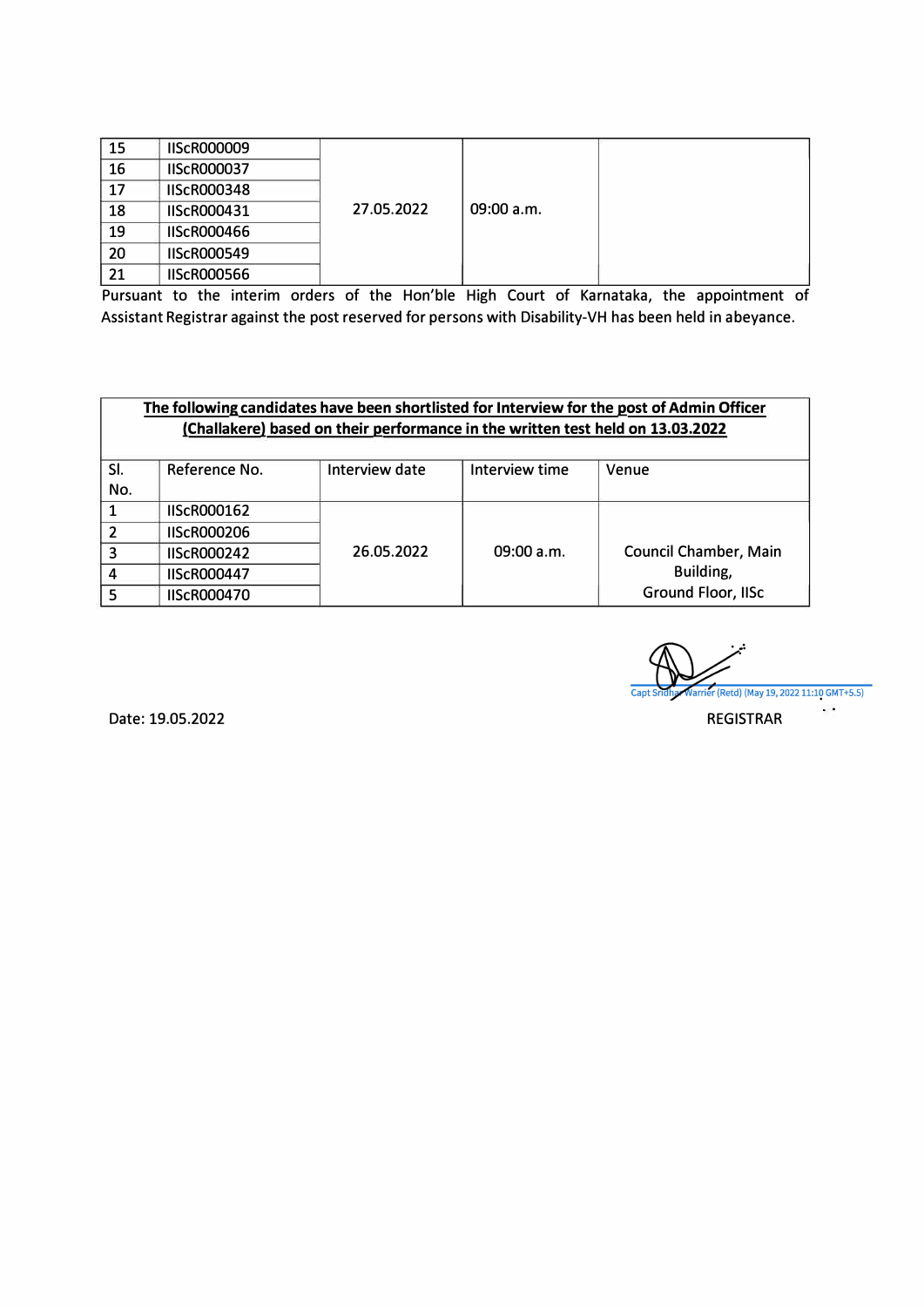| | | | | |
|---|---|---|---|---|
| 15 | IIScR000009 | 27.05.2022 | 09:00 a.m. | |
| 16 | IIScR000037 | | | |
| 17 | IIScR000348 | | | |
| 18 | IIScR000431 | | | |
| 19 | IIScR000466 | | | |
| 20 | IIScR000549 | | | |
| 21 | IIScR000566 | | | |

Pursuant to the interim orders of the Hon'ble High Court of Karnataka, the appointment of Assistant Registrar against the post reserved for persons with Disability-VH has been held in abeyance.

**The following candidates have been shortlisted for Interview for the post of Admin Officer (Challakere) based on their performance in the written test held on 13.03.2022**

| Sl. No. | Reference No. | Interview date | Interview time | Venue |
|---|---|---|---|---|
| 1 | IIScR000162 | 26.05.2022 | 09:00 a.m. | Council Chamber, Main Building, Ground Floor, IISc |
| 2 | IIScR000206 | | | |
| 3 | IIScR000242 | | | |
| 4 | IIScR000447 | | | |
| 5 | IIScR000470 | | | |

Capt Sridhar Warrier (Retd) (May 19, 2022 11:10 GMT+5.5)

Date: 19.05.2022

REGISTRAR